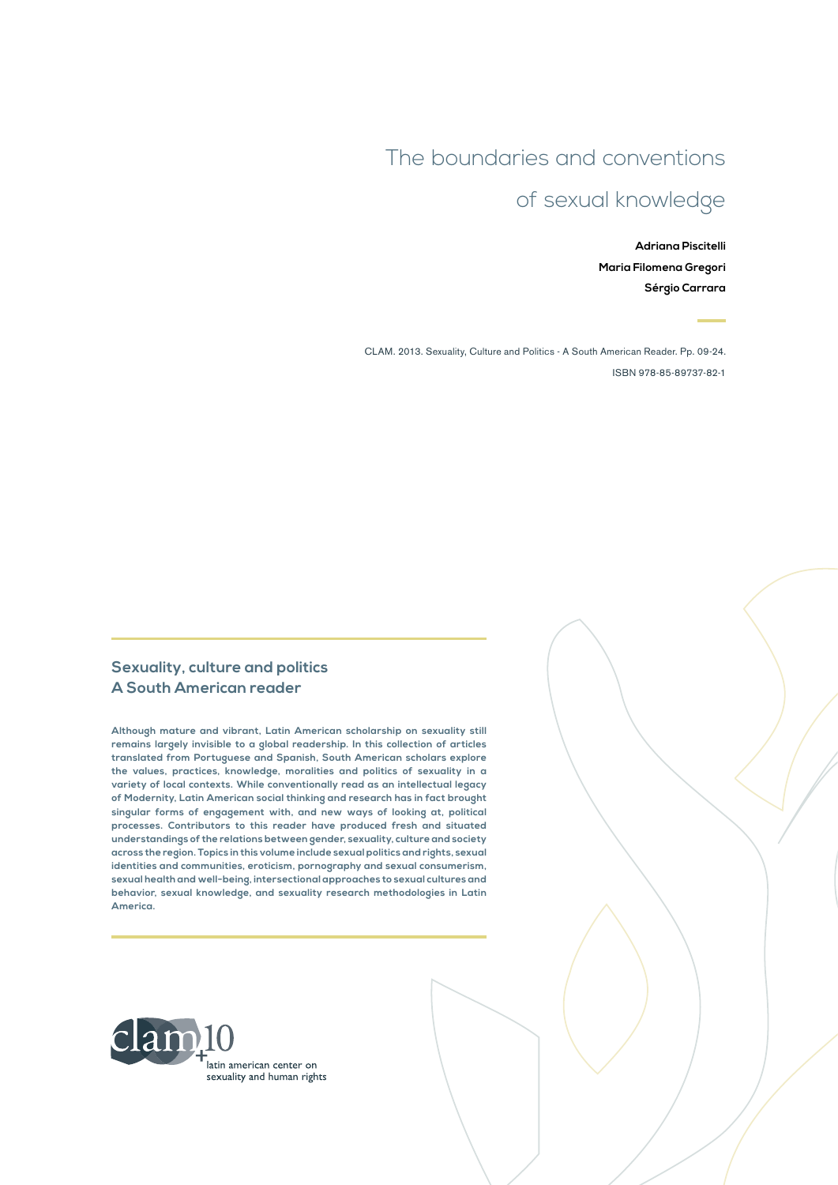# The boundaries and conventions of sexual knowledge

**Adriana Piscitelli**
**Maria Filomena Gregori**
**Sérgio Carrara**

CLAM. 2013. Sexuality, Culture and Politics - A South American Reader. Pp. 09-24.
ISBN 978-85-89737-82-1

## Sexuality, culture and politics
## A South American reader

**Although mature and vibrant, Latin American scholarship on sexuality still remains largely invisible to a global readership. In this collection of articles translated from Portuguese and Spanish, South American scholars explore the values, practices, knowledge, moralities and politics of sexuality in a variety of local contexts. While conventionally read as an intellectual legacy of Modernity, Latin American social thinking and research has in fact brought singular forms of engagement with, and new ways of looking at, political processes. Contributors to this reader have produced fresh and situated understandings of the relations between gender, sexuality, culture and society across the region. Topics in this volume include sexual politics and rights, sexual identities and communities, eroticism, pornography and sexual consumerism, sexual health and well-being, intersectional approaches to sexual cultures and behavior, sexual knowledge, and sexuality research methodologies in Latin America.**

clam +10
latin american center on sexuality and human rights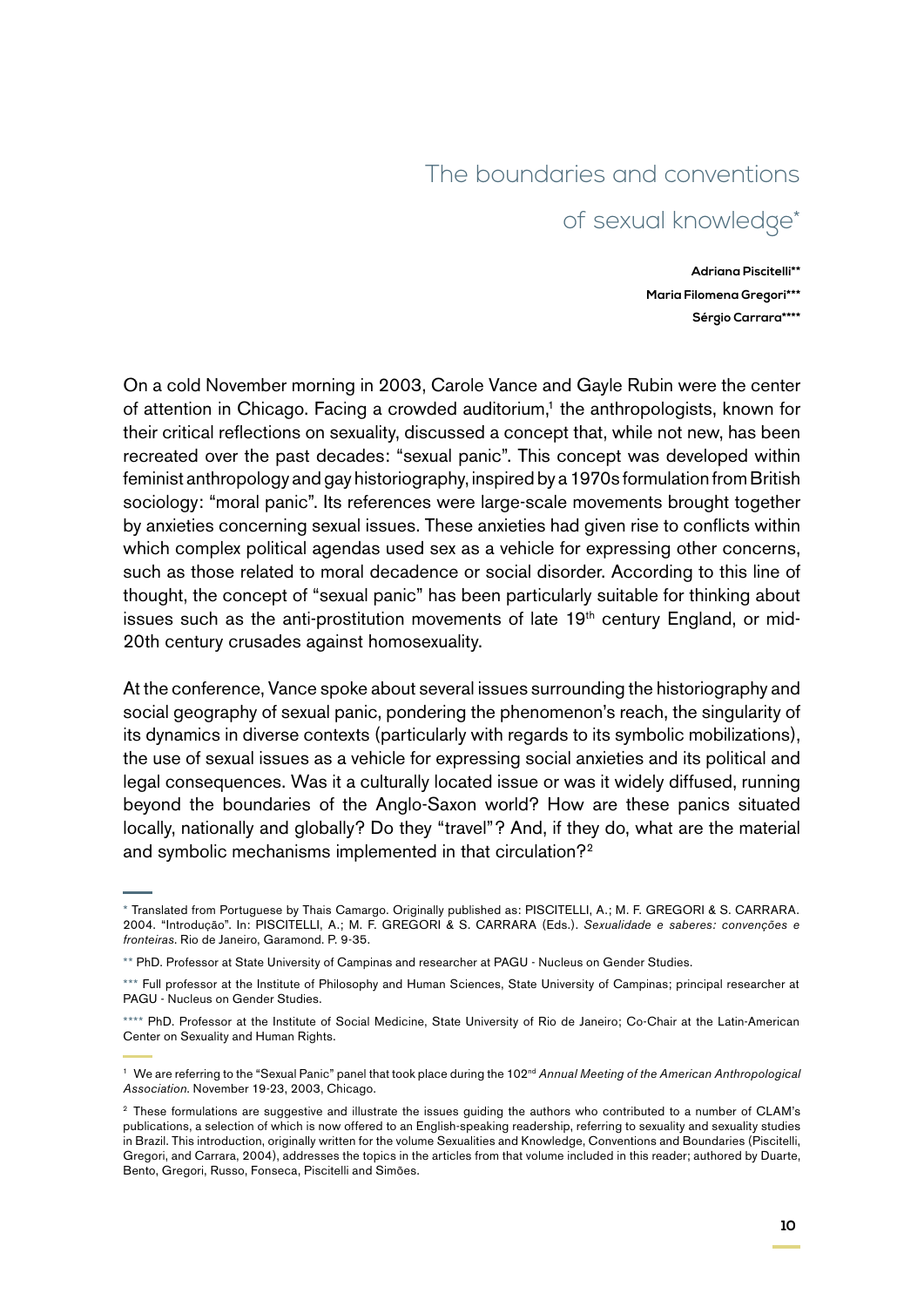# The boundaries and conventions of sexual knowledge*

**Adriana Piscitelli****
**Maria Filomena Gregori*****
**Sérgio Carrara******

On a cold November morning in 2003, Carole Vance and Gayle Rubin were the center of attention in Chicago. Facing a crowded auditorium,[1] the anthropologists, known for their critical reflections on sexuality, discussed a concept that, while not new, has been recreated over the past decades: "sexual panic". This concept was developed within feminist anthropology and gay historiography, inspired by a 1970s formulation from British sociology: "moral panic". Its references were large-scale movements brought together by anxieties concerning sexual issues. These anxieties had given rise to conflicts within which complex political agendas used sex as a vehicle for expressing other concerns, such as those related to moral decadence or social disorder. According to this line of thought, the concept of "sexual panic" has been particularly suitable for thinking about issues such as the anti-prostitution movements of late 19th century England, or mid-20th century crusades against homosexuality.

At the conference, Vance spoke about several issues surrounding the historiography and social geography of sexual panic, pondering the phenomenon's reach, the singularity of its dynamics in diverse contexts (particularly with regards to its symbolic mobilizations), the use of sexual issues as a vehicle for expressing social anxieties and its political and legal consequences. Was it a culturally located issue or was it widely diffused, running beyond the boundaries of the Anglo-Saxon world? How are these panics situated locally, nationally and globally? Do they "travel"? And, if they do, what are the material and symbolic mechanisms implemented in that circulation?[2]

---

* Translated from Portuguese by Thais Camargo. Originally published as: PISCITELLI, A.; M. F. GREGORI & S. CARRARA. 2004. "Introdução". In: PISCITELLI, A.; M. F. GREGORI & S. CARRARA (Eds.). *Sexualidade e saberes: convenções e fronteiras*. Rio de Janeiro, Garamond. P. 9-35.

** PhD. Professor at State University of Campinas and researcher at PAGU - Nucleus on Gender Studies.

*** Full professor at the Institute of Philosophy and Human Sciences, State University of Campinas; principal researcher at PAGU - Nucleus on Gender Studies.

**** PhD. Professor at the Institute of Social Medicine, State University of Rio de Janeiro; Co-Chair at the Latin-American Center on Sexuality and Human Rights.

---

[1] We are referring to the "Sexual Panic" panel that took place during the 102nd *Annual Meeting of the American Anthropological Association*. November 19-23, 2003, Chicago.

[2] These formulations are suggestive and illustrate the issues guiding the authors who contributed to a number of CLAM's publications, a selection of which is now offered to an English-speaking readership, referring to sexuality and sexuality studies in Brazil. This introduction, originally written for the volume Sexualities and Knowledge, Conventions and Boundaries (Piscitelli, Gregori, and Carrara, 2004), addresses the topics in the articles from that volume included in this reader; authored by Duarte, Bento, Gregori, Russo, Fonseca, Piscitelli and Simões.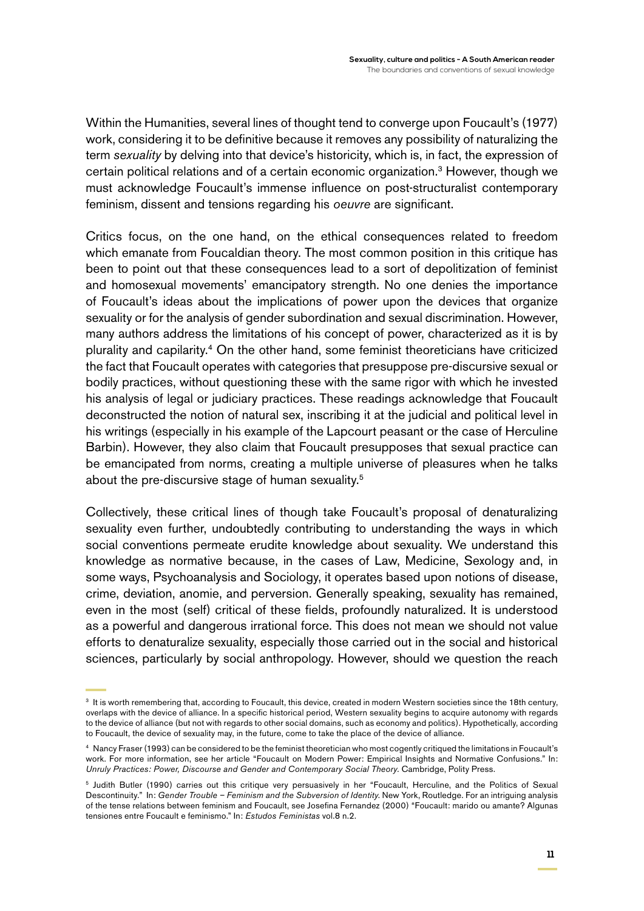Within the Humanities, several lines of thought tend to converge upon Foucault's (1977) work, considering it to be definitive because it removes any possibility of naturalizing the term *sexuality* by delving into that device's historicity, which is, in fact, the expression of certain political relations and of a certain economic organization.[3] However, though we must acknowledge Foucault's immense influence on post-structuralist contemporary feminism, dissent and tensions regarding his *oeuvre* are significant.

Critics focus, on the one hand, on the ethical consequences related to freedom which emanate from Foucaldian theory. The most common position in this critique has been to point out that these consequences lead to a sort of depolitization of feminist and homosexual movements' emancipatory strength. No one denies the importance of Foucault's ideas about the implications of power upon the devices that organize sexuality or for the analysis of gender subordination and sexual discrimination. However, many authors address the limitations of his concept of power, characterized as it is by plurality and capilarity.[4] On the other hand, some feminist theoreticians have criticized the fact that Foucault operates with categories that presuppose pre-discursive sexual or bodily practices, without questioning these with the same rigor with which he invested his analysis of legal or judiciary practices. These readings acknowledge that Foucault deconstructed the notion of natural sex, inscribing it at the judicial and political level in his writings (especially in his example of the Lapcourt peasant or the case of Herculine Barbin). However, they also claim that Foucault presupposes that sexual practice can be emancipated from norms, creating a multiple universe of pleasures when he talks about the pre-discursive stage of human sexuality.[5]

Collectively, these critical lines of though take Foucault's proposal of denaturalizing sexuality even further, undoubtedly contributing to understanding the ways in which social conventions permeate erudite knowledge about sexuality. We understand this knowledge as normative because, in the cases of Law, Medicine, Sexology and, in some ways, Psychoanalysis and Sociology, it operates based upon notions of disease, crime, deviation, anomie, and perversion. Generally speaking, sexuality has remained, even in the most (self) critical of these fields, profoundly naturalized. It is understood as a powerful and dangerous irrational force. This does not mean we should not value efforts to denaturalize sexuality, especially those carried out in the social and historical sciences, particularly by social anthropology. However, should we question the reach

---

[3] It is worth remembering that, according to Foucault, this device, created in modern Western societies since the 18th century, overlaps with the device of alliance. In a specific historical period, Western sexuality begins to acquire autonomy with regards to the device of alliance (but not with regards to other social domains, such as economy and politics). Hypothetically, according to Foucault, the device of sexuality may, in the future, come to take the place of the device of alliance.

[4] Nancy Fraser (1993) can be considered to be the feminist theoretician who most cogently critiqued the limitations in Foucault's work. For more information, see her article "Foucault on Modern Power: Empirical Insights and Normative Confusions." In: *Unruly Practices: Power, Discourse and Gender and Contemporary Social Theory.* Cambridge, Polity Press.

[5] Judith Butler (1990) carries out this critique very persuasively in her "Foucault, Herculine, and the Politics of Sexual Descontinuity." In: *Gender Trouble – Feminism and the Subversion of Identity.* New York, Routledge. For an intriguing analysis of the tense relations between feminism and Foucault, see Josefina Fernandez (2000) "Foucault: marido ou amante? Algunas tensiones entre Foucault e feminismo." In: *Estudos Feministas* vol.8 n.2.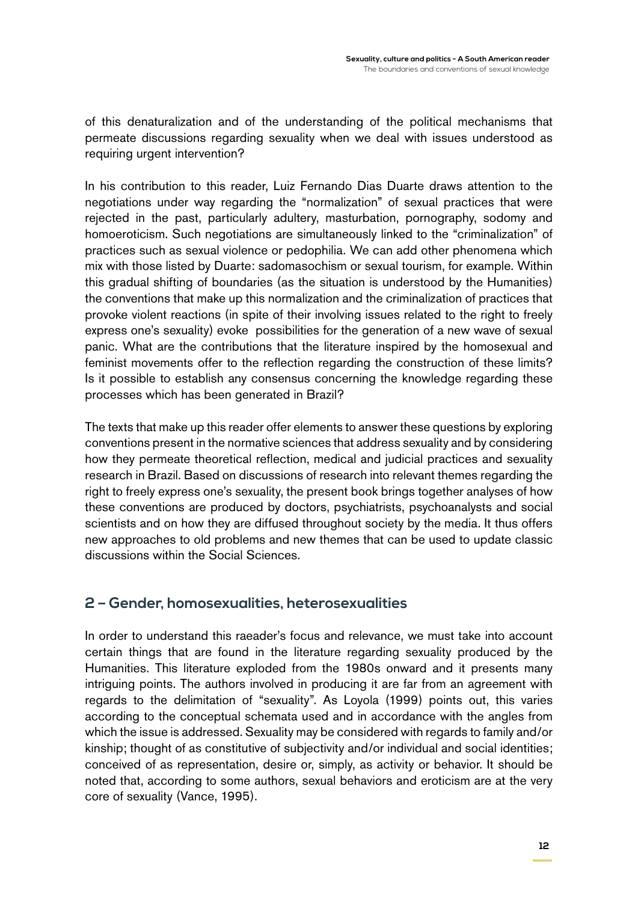of this denaturalization and of the understanding of the political mechanisms that permeate discussions regarding sexuality when we deal with issues understood as requiring urgent intervention?

In his contribution to this reader, Luiz Fernando Dias Duarte draws attention to the negotiations under way regarding the "normalization" of sexual practices that were rejected in the past, particularly adultery, masturbation, pornography, sodomy and homoeroticism. Such negotiations are simultaneously linked to the "criminalization" of practices such as sexual violence or pedophilia. We can add other phenomena which mix with those listed by Duarte: sadomasochism or sexual tourism, for example. Within this gradual shifting of boundaries (as the situation is understood by the Humanities) the conventions that make up this normalization and the criminalization of practices that provoke violent reactions (in spite of their involving issues related to the right to freely express one's sexuality) evoke possibilities for the generation of a new wave of sexual panic. What are the contributions that the literature inspired by the homosexual and feminist movements offer to the reflection regarding the construction of these limits? Is it possible to establish any consensus concerning the knowledge regarding these processes which has been generated in Brazil?

The texts that make up this reader offer elements to answer these questions by exploring conventions present in the normative sciences that address sexuality and by considering how they permeate theoretical reflection, medical and judicial practices and sexuality research in Brazil. Based on discussions of research into relevant themes regarding the right to freely express one's sexuality, the present book brings together analyses of how these conventions are produced by doctors, psychiatrists, psychoanalysts and social scientists and on how they are diffused throughout society by the media. It thus offers new approaches to old problems and new themes that can be used to update classic discussions within the Social Sciences.

## 2 – Gender, homosexualities, heterosexualities

In order to understand this raeader's focus and relevance, we must take into account certain things that are found in the literature regarding sexuality produced by the Humanities. This literature exploded from the 1980s onward and it presents many intriguing points. The authors involved in producing it are far from an agreement with regards to the delimitation of "sexuality". As Loyola (1999) points out, this varies according to the conceptual schemata used and in accordance with the angles from which the issue is addressed. Sexuality may be considered with regards to family and/or kinship; thought of as constitutive of subjectivity and/or individual and social identities; conceived of as representation, desire or, simply, as activity or behavior. It should be noted that, according to some authors, sexual behaviors and eroticism are at the very core of sexuality (Vance, 1995).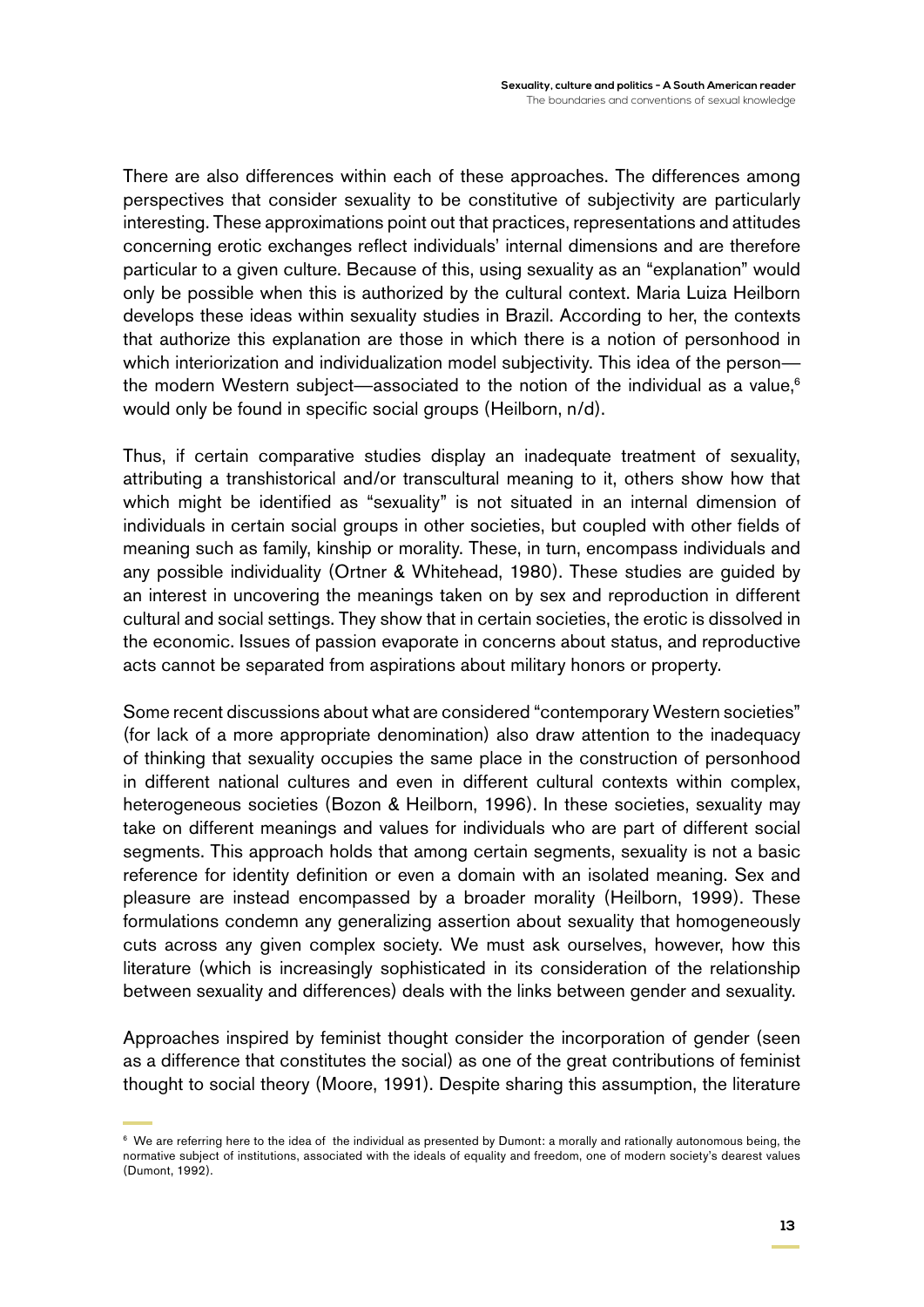There are also differences within each of these approaches. The differences among perspectives that consider sexuality to be constitutive of subjectivity are particularly interesting. These approximations point out that practices, representations and attitudes concerning erotic exchanges reflect individuals' internal dimensions and are therefore particular to a given culture. Because of this, using sexuality as an "explanation" would only be possible when this is authorized by the cultural context. Maria Luiza Heilborn develops these ideas within sexuality studies in Brazil. According to her, the contexts that authorize this explanation are those in which there is a notion of personhood in which interiorization and individualization model subjectivity. This idea of the person—the modern Western subject—associated to the notion of the individual as a value,[6] would only be found in specific social groups (Heilborn, n/d).

Thus, if certain comparative studies display an inadequate treatment of sexuality, attributing a transhistorical and/or transcultural meaning to it, others show how that which might be identified as "sexuality" is not situated in an internal dimension of individuals in certain social groups in other societies, but coupled with other fields of meaning such as family, kinship or morality. These, in turn, encompass individuals and any possible individuality (Ortner & Whitehead, 1980). These studies are guided by an interest in uncovering the meanings taken on by sex and reproduction in different cultural and social settings. They show that in certain societies, the erotic is dissolved in the economic. Issues of passion evaporate in concerns about status, and reproductive acts cannot be separated from aspirations about military honors or property.

Some recent discussions about what are considered "contemporary Western societies" (for lack of a more appropriate denomination) also draw attention to the inadequacy of thinking that sexuality occupies the same place in the construction of personhood in different national cultures and even in different cultural contexts within complex, heterogeneous societies (Bozon & Heilborn, 1996). In these societies, sexuality may take on different meanings and values for individuals who are part of different social segments. This approach holds that among certain segments, sexuality is not a basic reference for identity definition or even a domain with an isolated meaning. Sex and pleasure are instead encompassed by a broader morality (Heilborn, 1999). These formulations condemn any generalizing assertion about sexuality that homogeneously cuts across any given complex society. We must ask ourselves, however, how this literature (which is increasingly sophisticated in its consideration of the relationship between sexuality and differences) deals with the links between gender and sexuality.

Approaches inspired by feminist thought consider the incorporation of gender (seen as a difference that constitutes the social) as one of the great contributions of feminist thought to social theory (Moore, 1991). Despite sharing this assumption, the literature

[6] We are referring here to the idea of the individual as presented by Dumont: a morally and rationally autonomous being, the normative subject of institutions, associated with the ideals of equality and freedom, one of modern society's dearest values (Dumont, 1992).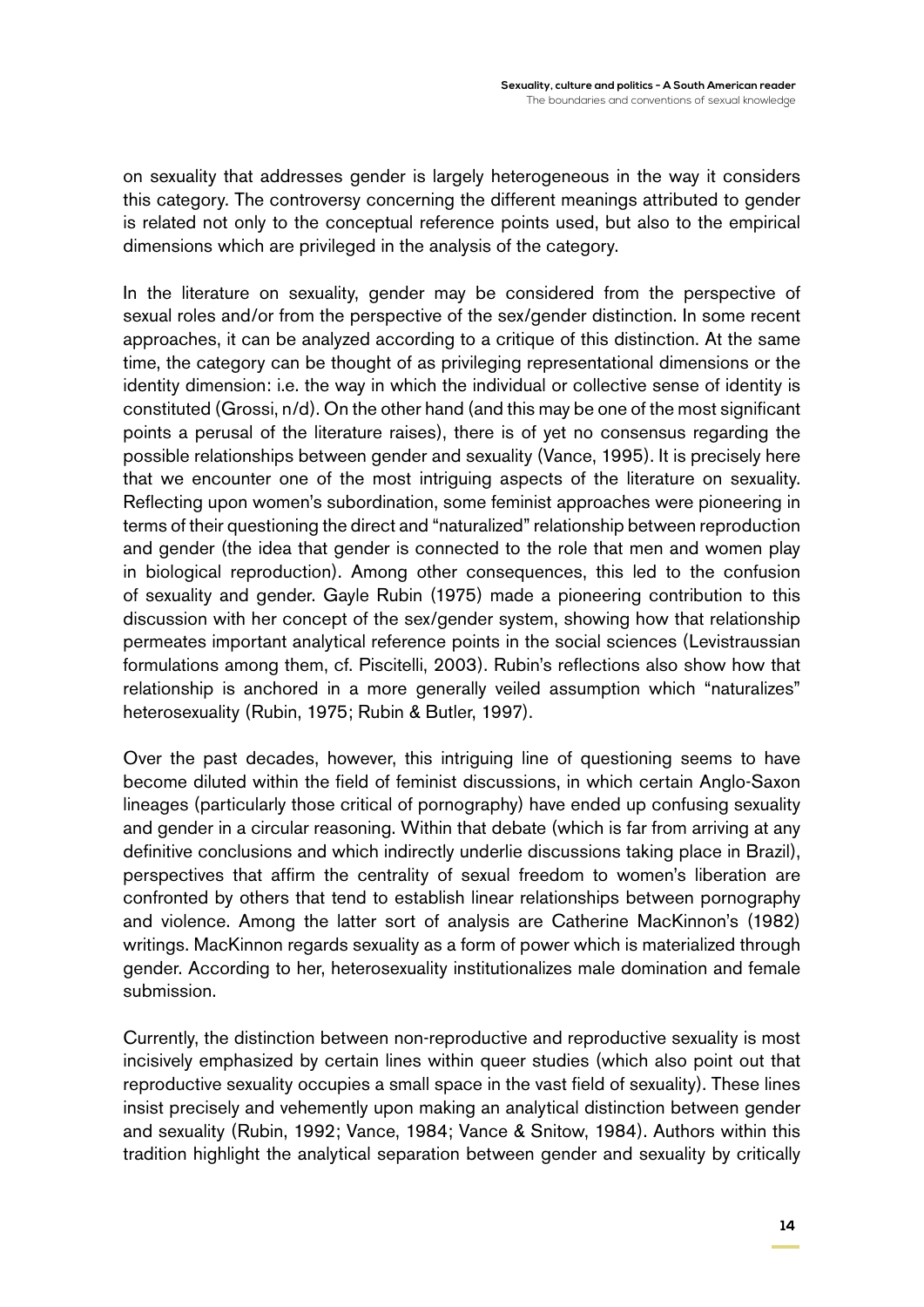on sexuality that addresses gender is largely heterogeneous in the way it considers this category. The controversy concerning the different meanings attributed to gender is related not only to the conceptual reference points used, but also to the empirical dimensions which are privileged in the analysis of the category.

In the literature on sexuality, gender may be considered from the perspective of sexual roles and/or from the perspective of the sex/gender distinction. In some recent approaches, it can be analyzed according to a critique of this distinction. At the same time, the category can be thought of as privileging representational dimensions or the identity dimension: i.e. the way in which the individual or collective sense of identity is constituted (Grossi, n/d). On the other hand (and this may be one of the most significant points a perusal of the literature raises), there is of yet no consensus regarding the possible relationships between gender and sexuality (Vance, 1995). It is precisely here that we encounter one of the most intriguing aspects of the literature on sexuality. Reflecting upon women's subordination, some feminist approaches were pioneering in terms of their questioning the direct and "naturalized" relationship between reproduction and gender (the idea that gender is connected to the role that men and women play in biological reproduction). Among other consequences, this led to the confusion of sexuality and gender. Gayle Rubin (1975) made a pioneering contribution to this discussion with her concept of the sex/gender system, showing how that relationship permeates important analytical reference points in the social sciences (Levistraussian formulations among them, cf. Piscitelli, 2003). Rubin's reflections also show how that relationship is anchored in a more generally veiled assumption which "naturalizes" heterosexuality (Rubin, 1975; Rubin & Butler, 1997).

Over the past decades, however, this intriguing line of questioning seems to have become diluted within the field of feminist discussions, in which certain Anglo-Saxon lineages (particularly those critical of pornography) have ended up confusing sexuality and gender in a circular reasoning. Within that debate (which is far from arriving at any definitive conclusions and which indirectly underlie discussions taking place in Brazil), perspectives that affirm the centrality of sexual freedom to women's liberation are confronted by others that tend to establish linear relationships between pornography and violence. Among the latter sort of analysis are Catherine MacKinnon's (1982) writings. MacKinnon regards sexuality as a form of power which is materialized through gender. According to her, heterosexuality institutionalizes male domination and female submission.

Currently, the distinction between non-reproductive and reproductive sexuality is most incisively emphasized by certain lines within queer studies (which also point out that reproductive sexuality occupies a small space in the vast field of sexuality). These lines insist precisely and vehemently upon making an analytical distinction between gender and sexuality (Rubin, 1992; Vance, 1984; Vance & Snitow, 1984). Authors within this tradition highlight the analytical separation between gender and sexuality by critically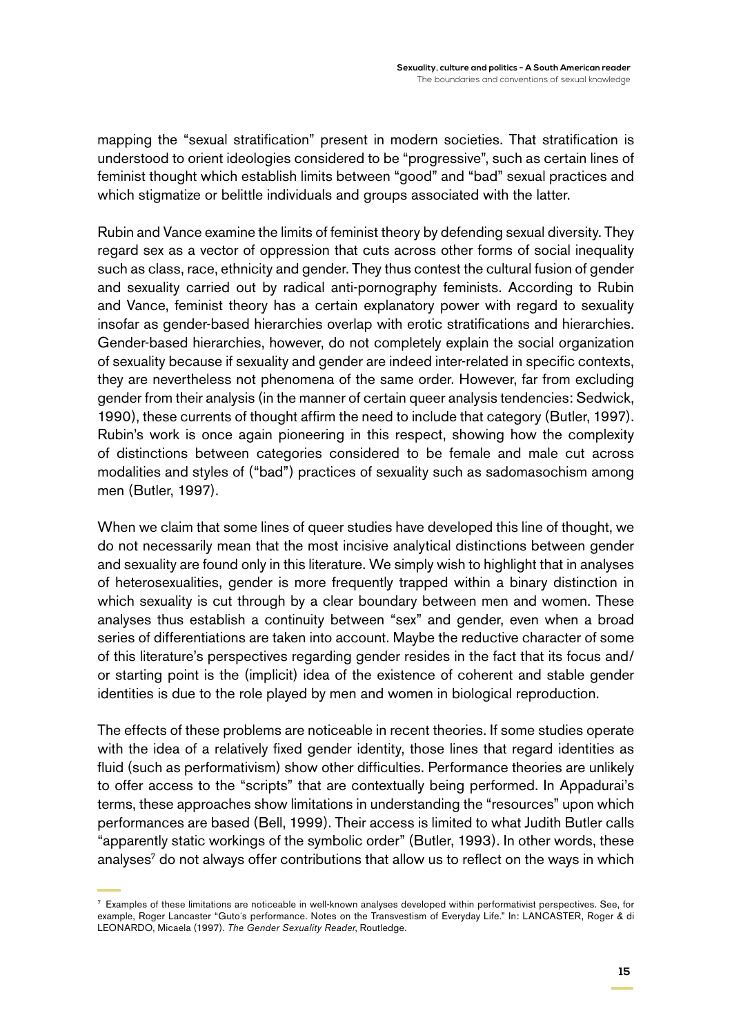mapping the "sexual stratification" present in modern societies. That stratification is understood to orient ideologies considered to be "progressive", such as certain lines of feminist thought which establish limits between "good" and "bad" sexual practices and which stigmatize or belittle individuals and groups associated with the latter.

Rubin and Vance examine the limits of feminist theory by defending sexual diversity. They regard sex as a vector of oppression that cuts across other forms of social inequality such as class, race, ethnicity and gender. They thus contest the cultural fusion of gender and sexuality carried out by radical anti-pornography feminists. According to Rubin and Vance, feminist theory has a certain explanatory power with regard to sexuality insofar as gender-based hierarchies overlap with erotic stratifications and hierarchies. Gender-based hierarchies, however, do not completely explain the social organization of sexuality because if sexuality and gender are indeed inter-related in specific contexts, they are nevertheless not phenomena of the same order. However, far from excluding gender from their analysis (in the manner of certain queer analysis tendencies: Sedwick, 1990), these currents of thought affirm the need to include that category (Butler, 1997). Rubin's work is once again pioneering in this respect, showing how the complexity of distinctions between categories considered to be female and male cut across modalities and styles of ("bad") practices of sexuality such as sadomasochism among men (Butler, 1997).

When we claim that some lines of queer studies have developed this line of thought, we do not necessarily mean that the most incisive analytical distinctions between gender and sexuality are found only in this literature. We simply wish to highlight that in analyses of heterosexualities, gender is more frequently trapped within a binary distinction in which sexuality is cut through by a clear boundary between men and women. These analyses thus establish a continuity between "sex" and gender, even when a broad series of differentiations are taken into account. Maybe the reductive character of some of this literature's perspectives regarding gender resides in the fact that its focus and/or starting point is the (implicit) idea of the existence of coherent and stable gender identities is due to the role played by men and women in biological reproduction.

The effects of these problems are noticeable in recent theories. If some studies operate with the idea of a relatively fixed gender identity, those lines that regard identities as fluid (such as performativism) show other difficulties. Performance theories are unlikely to offer access to the "scripts" that are contextually being performed. In Appadurai's terms, these approaches show limitations in understanding the "resources" upon which performances are based (Bell, 1999). Their access is limited to what Judith Butler calls "apparently static workings of the symbolic order" (Butler, 1993). In other words, these analyses[7] do not always offer contributions that allow us to reflect on the ways in which

[7] Examples of these limitations are noticeable in well-known analyses developed within performativist perspectives. See, for example, Roger Lancaster "Guto's performance. Notes on the Transvestism of Everyday Life." In: LANCASTER, Roger & di LEONARDO, Micaela (1997). *The Gender Sexuality Reader*, Routledge.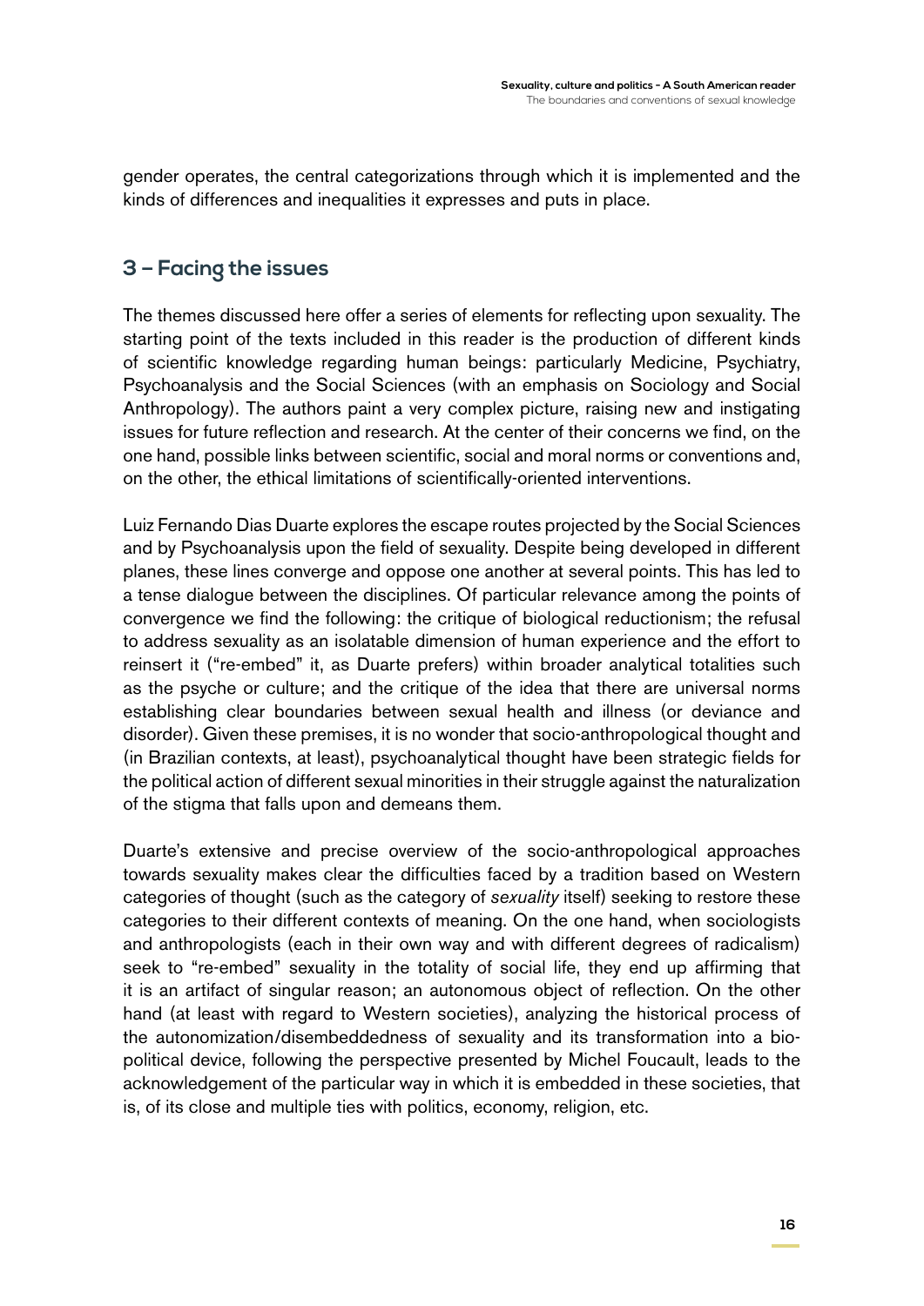gender operates, the central categorizations through which it is implemented and the kinds of differences and inequalities it expresses and puts in place.

## 3 – Facing the issues

The themes discussed here offer a series of elements for reflecting upon sexuality. The starting point of the texts included in this reader is the production of different kinds of scientific knowledge regarding human beings: particularly Medicine, Psychiatry, Psychoanalysis and the Social Sciences (with an emphasis on Sociology and Social Anthropology). The authors paint a very complex picture, raising new and instigating issues for future reflection and research. At the center of their concerns we find, on the one hand, possible links between scientific, social and moral norms or conventions and, on the other, the ethical limitations of scientifically-oriented interventions.

Luiz Fernando Dias Duarte explores the escape routes projected by the Social Sciences and by Psychoanalysis upon the field of sexuality. Despite being developed in different planes, these lines converge and oppose one another at several points. This has led to a tense dialogue between the disciplines. Of particular relevance among the points of convergence we find the following: the critique of biological reductionism; the refusal to address sexuality as an isolatable dimension of human experience and the effort to reinsert it ("re-embed" it, as Duarte prefers) within broader analytical totalities such as the psyche or culture; and the critique of the idea that there are universal norms establishing clear boundaries between sexual health and illness (or deviance and disorder). Given these premises, it is no wonder that socio-anthropological thought and (in Brazilian contexts, at least), psychoanalytical thought have been strategic fields for the political action of different sexual minorities in their struggle against the naturalization of the stigma that falls upon and demeans them.

Duarte's extensive and precise overview of the socio-anthropological approaches towards sexuality makes clear the difficulties faced by a tradition based on Western categories of thought (such as the category of *sexuality* itself) seeking to restore these categories to their different contexts of meaning. On the one hand, when sociologists and anthropologists (each in their own way and with different degrees of radicalism) seek to "re-embed" sexuality in the totality of social life, they end up affirming that it is an artifact of singular reason; an autonomous object of reflection. On the other hand (at least with regard to Western societies), analyzing the historical process of the autonomization/disembeddedness of sexuality and its transformation into a bio-political device, following the perspective presented by Michel Foucault, leads to the acknowledgement of the particular way in which it is embedded in these societies, that is, of its close and multiple ties with politics, economy, religion, etc.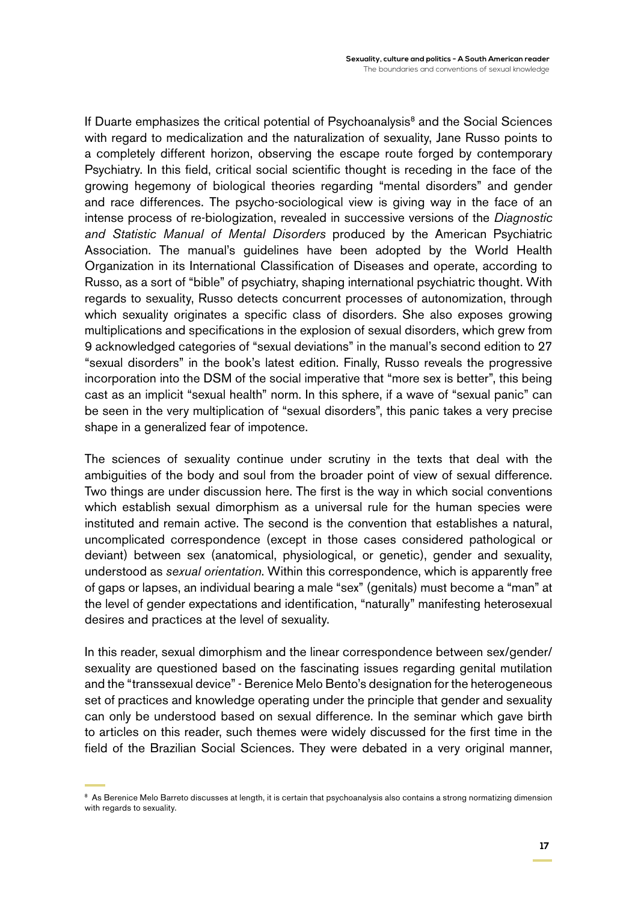If Duarte emphasizes the critical potential of Psychoanalysis[8] and the Social Sciences with regard to medicalization and the naturalization of sexuality, Jane Russo points to a completely different horizon, observing the escape route forged by contemporary Psychiatry. In this field, critical social scientific thought is receding in the face of the growing hegemony of biological theories regarding "mental disorders" and gender and race differences. The psycho-sociological view is giving way in the face of an intense process of re-biologization, revealed in successive versions of the *Diagnostic and Statistic Manual of Mental Disorders* produced by the American Psychiatric Association. The manual's guidelines have been adopted by the World Health Organization in its International Classification of Diseases and operate, according to Russo, as a sort of "bible" of psychiatry, shaping international psychiatric thought. With regards to sexuality, Russo detects concurrent processes of autonomization, through which sexuality originates a specific class of disorders. She also exposes growing multiplications and specifications in the explosion of sexual disorders, which grew from 9 acknowledged categories of "sexual deviations" in the manual's second edition to 27 "sexual disorders" in the book's latest edition. Finally, Russo reveals the progressive incorporation into the DSM of the social imperative that "more sex is better", this being cast as an implicit "sexual health" norm. In this sphere, if a wave of "sexual panic" can be seen in the very multiplication of "sexual disorders", this panic takes a very precise shape in a generalized fear of impotence.

The sciences of sexuality continue under scrutiny in the texts that deal with the ambiguities of the body and soul from the broader point of view of sexual difference. Two things are under discussion here. The first is the way in which social conventions which establish sexual dimorphism as a universal rule for the human species were instituted and remain active. The second is the convention that establishes a natural, uncomplicated correspondence (except in those cases considered pathological or deviant) between sex (anatomical, physiological, or genetic), gender and sexuality, understood as *sexual orientation*. Within this correspondence, which is apparently free of gaps or lapses, an individual bearing a male "sex" (genitals) must become a "man" at the level of gender expectations and identification, "naturally" manifesting heterosexual desires and practices at the level of sexuality.

In this reader, sexual dimorphism and the linear correspondence between sex/gender/sexuality are questioned based on the fascinating issues regarding genital mutilation and the "transsexual device" - Berenice Melo Bento's designation for the heterogeneous set of practices and knowledge operating under the principle that gender and sexuality can only be understood based on sexual difference. In the seminar which gave birth to articles on this reader, such themes were widely discussed for the first time in the field of the Brazilian Social Sciences. They were debated in a very original manner,

[8] As Berenice Melo Barreto discusses at length, it is certain that psychoanalysis also contains a strong normatizing dimension with regards to sexuality.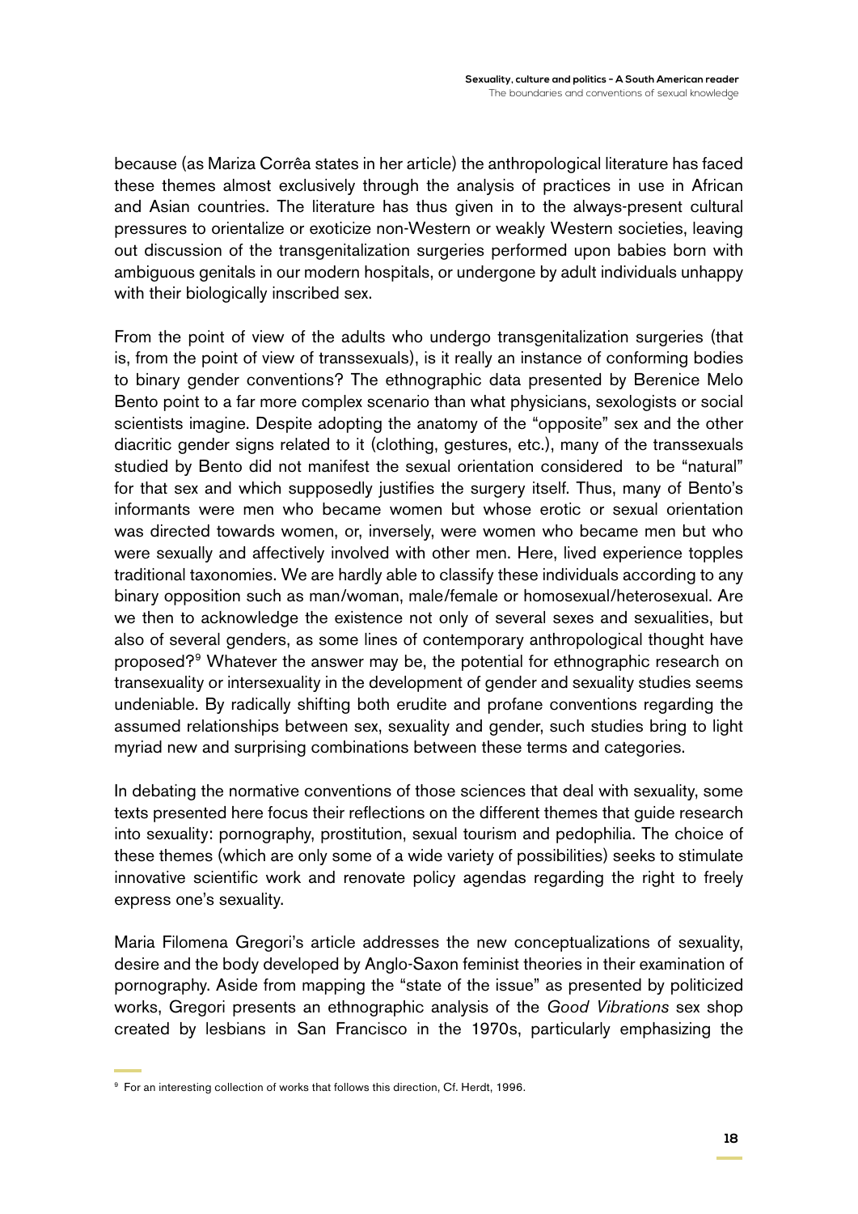because (as Mariza Corrêa states in her article) the anthropological literature has faced these themes almost exclusively through the analysis of practices in use in African and Asian countries. The literature has thus given in to the always-present cultural pressures to orientalize or exoticize non-Western or weakly Western societies, leaving out discussion of the transgenitalization surgeries performed upon babies born with ambiguous genitals in our modern hospitals, or undergone by adult individuals unhappy with their biologically inscribed sex.

From the point of view of the adults who undergo transgenitalization surgeries (that is, from the point of view of transsexuals), is it really an instance of conforming bodies to binary gender conventions? The ethnographic data presented by Berenice Melo Bento point to a far more complex scenario than what physicians, sexologists or social scientists imagine. Despite adopting the anatomy of the "opposite" sex and the other diacritic gender signs related to it (clothing, gestures, etc.), many of the transsexuals studied by Bento did not manifest the sexual orientation considered to be "natural" for that sex and which supposedly justifies the surgery itself. Thus, many of Bento's informants were men who became women but whose erotic or sexual orientation was directed towards women, or, inversely, were women who became men but who were sexually and affectively involved with other men. Here, lived experience topples traditional taxonomies. We are hardly able to classify these individuals according to any binary opposition such as man/woman, male/female or homosexual/heterosexual. Are we then to acknowledge the existence not only of several sexes and sexualities, but also of several genders, as some lines of contemporary anthropological thought have proposed?[9] Whatever the answer may be, the potential for ethnographic research on transexuality or intersexuality in the development of gender and sexuality studies seems undeniable. By radically shifting both erudite and profane conventions regarding the assumed relationships between sex, sexuality and gender, such studies bring to light myriad new and surprising combinations between these terms and categories.

In debating the normative conventions of those sciences that deal with sexuality, some texts presented here focus their reflections on the different themes that guide research into sexuality: pornography, prostitution, sexual tourism and pedophilia. The choice of these themes (which are only some of a wide variety of possibilities) seeks to stimulate innovative scientific work and renovate policy agendas regarding the right to freely express one's sexuality.

Maria Filomena Gregori's article addresses the new conceptualizations of sexuality, desire and the body developed by Anglo-Saxon feminist theories in their examination of pornography. Aside from mapping the "state of the issue" as presented by politicized works, Gregori presents an ethnographic analysis of the *Good Vibrations* sex shop created by lesbians in San Francisco in the 1970s, particularly emphasizing the

[9] For an interesting collection of works that follows this direction, Cf. Herdt, 1996.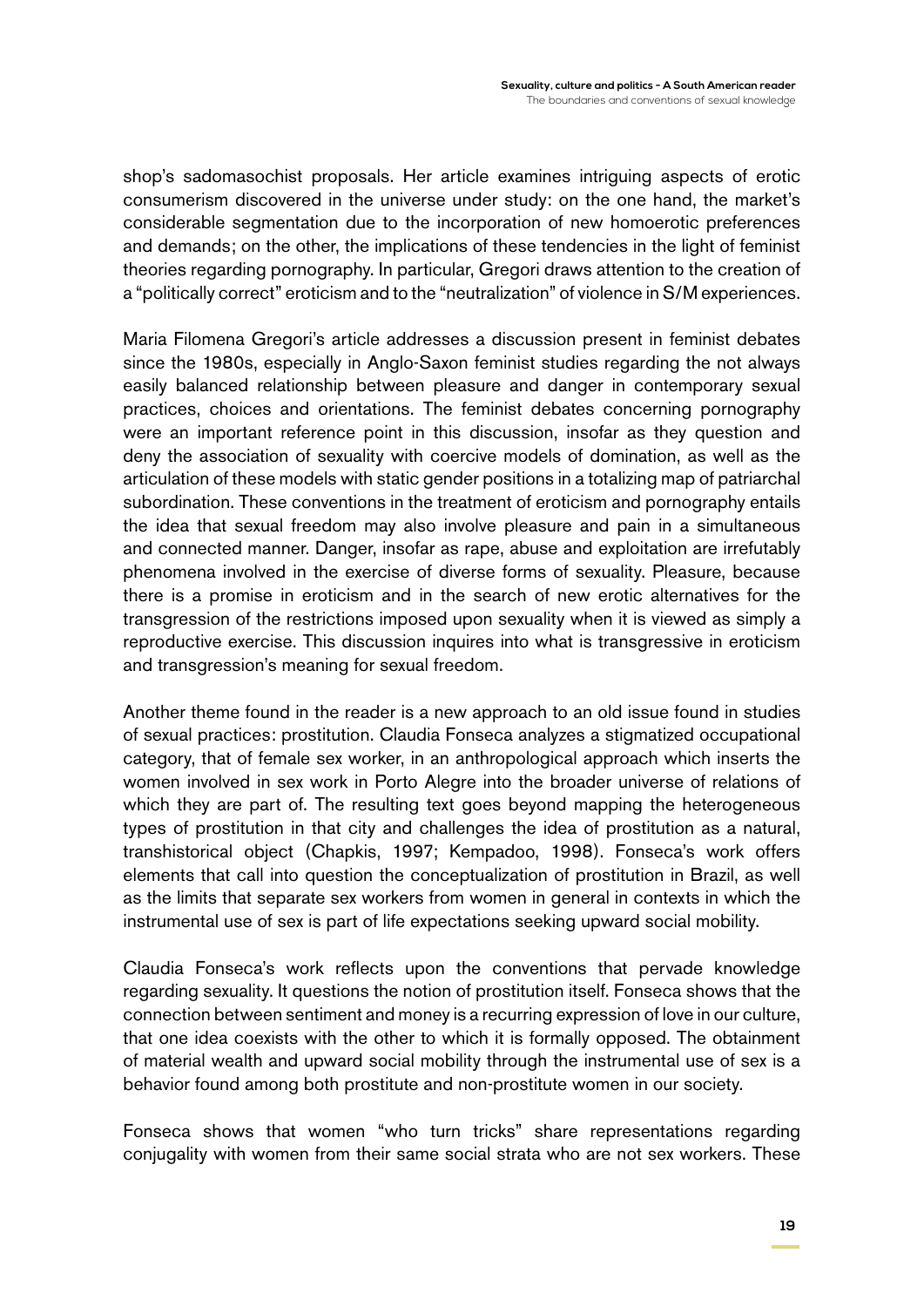shop's sadomasochist proposals. Her article examines intriguing aspects of erotic consumerism discovered in the universe under study: on the one hand, the market's considerable segmentation due to the incorporation of new homoerotic preferences and demands; on the other, the implications of these tendencies in the light of feminist theories regarding pornography. In particular, Gregori draws attention to the creation of a "politically correct" eroticism and to the "neutralization" of violence in S/M experiences.

Maria Filomena Gregori's article addresses a discussion present in feminist debates since the 1980s, especially in Anglo-Saxon feminist studies regarding the not always easily balanced relationship between pleasure and danger in contemporary sexual practices, choices and orientations. The feminist debates concerning pornography were an important reference point in this discussion, insofar as they question and deny the association of sexuality with coercive models of domination, as well as the articulation of these models with static gender positions in a totalizing map of patriarchal subordination. These conventions in the treatment of eroticism and pornography entails the idea that sexual freedom may also involve pleasure and pain in a simultaneous and connected manner. Danger, insofar as rape, abuse and exploitation are irrefutably phenomena involved in the exercise of diverse forms of sexuality. Pleasure, because there is a promise in eroticism and in the search of new erotic alternatives for the transgression of the restrictions imposed upon sexuality when it is viewed as simply a reproductive exercise. This discussion inquires into what is transgressive in eroticism and transgression's meaning for sexual freedom.

Another theme found in the reader is a new approach to an old issue found in studies of sexual practices: prostitution. Claudia Fonseca analyzes a stigmatized occupational category, that of female sex worker, in an anthropological approach which inserts the women involved in sex work in Porto Alegre into the broader universe of relations of which they are part of. The resulting text goes beyond mapping the heterogeneous types of prostitution in that city and challenges the idea of prostitution as a natural, transhistorical object (Chapkis, 1997; Kempadoo, 1998). Fonseca's work offers elements that call into question the conceptualization of prostitution in Brazil, as well as the limits that separate sex workers from women in general in contexts in which the instrumental use of sex is part of life expectations seeking upward social mobility.

Claudia Fonseca's work reflects upon the conventions that pervade knowledge regarding sexuality. It questions the notion of prostitution itself. Fonseca shows that the connection between sentiment and money is a recurring expression of love in our culture, that one idea coexists with the other to which it is formally opposed. The obtainment of material wealth and upward social mobility through the instrumental use of sex is a behavior found among both prostitute and non-prostitute women in our society.

Fonseca shows that women "who turn tricks" share representations regarding conjugality with women from their same social strata who are not sex workers. These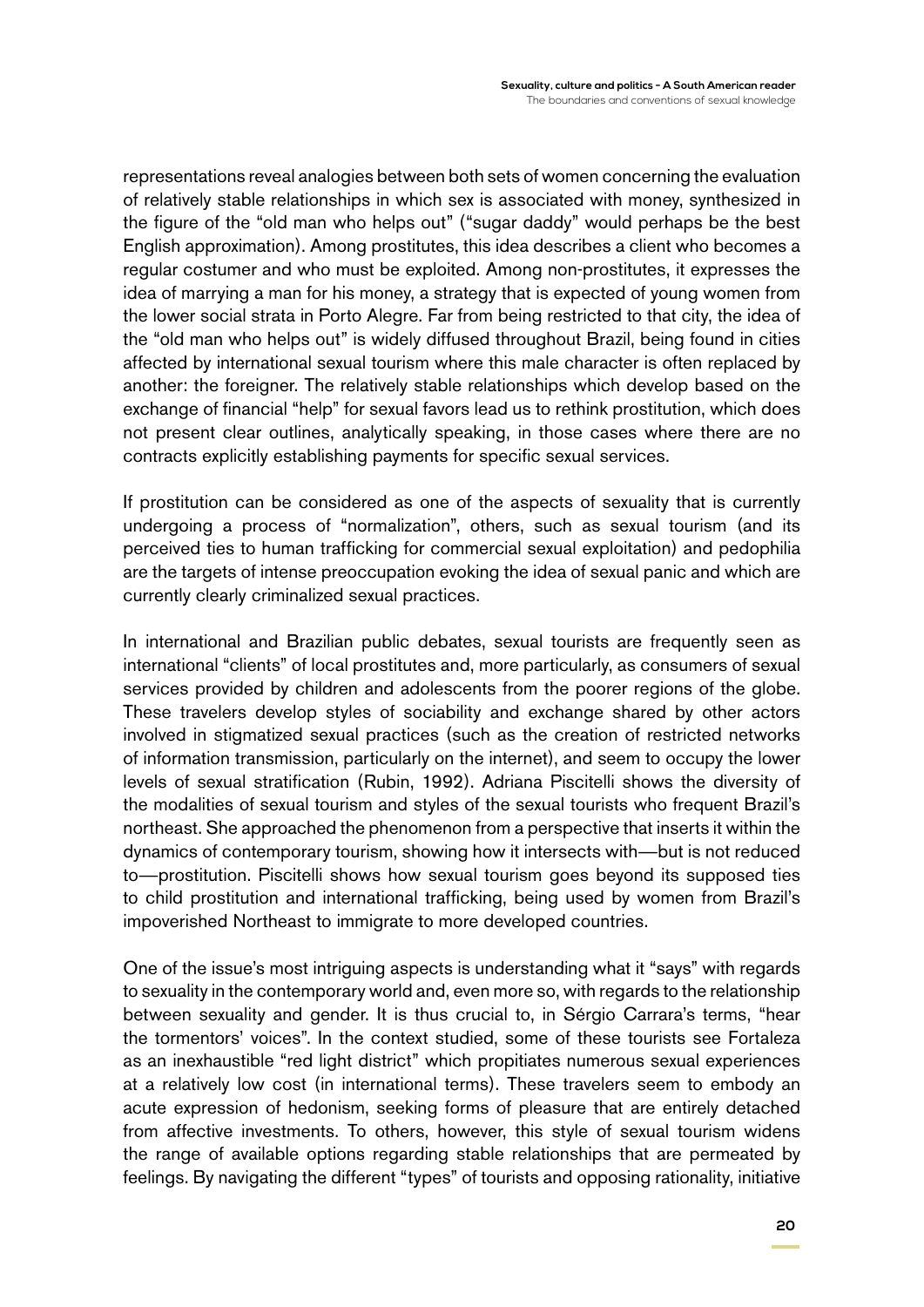representations reveal analogies between both sets of women concerning the evaluation of relatively stable relationships in which sex is associated with money, synthesized in the figure of the "old man who helps out" ("sugar daddy" would perhaps be the best English approximation). Among prostitutes, this idea describes a client who becomes a regular costumer and who must be exploited. Among non-prostitutes, it expresses the idea of marrying a man for his money, a strategy that is expected of young women from the lower social strata in Porto Alegre. Far from being restricted to that city, the idea of the "old man who helps out" is widely diffused throughout Brazil, being found in cities affected by international sexual tourism where this male character is often replaced by another: the foreigner. The relatively stable relationships which develop based on the exchange of financial "help" for sexual favors lead us to rethink prostitution, which does not present clear outlines, analytically speaking, in those cases where there are no contracts explicitly establishing payments for specific sexual services.

If prostitution can be considered as one of the aspects of sexuality that is currently undergoing a process of "normalization", others, such as sexual tourism (and its perceived ties to human trafficking for commercial sexual exploitation) and pedophilia are the targets of intense preoccupation evoking the idea of sexual panic and which are currently clearly criminalized sexual practices.

In international and Brazilian public debates, sexual tourists are frequently seen as international "clients" of local prostitutes and, more particularly, as consumers of sexual services provided by children and adolescents from the poorer regions of the globe. These travelers develop styles of sociability and exchange shared by other actors involved in stigmatized sexual practices (such as the creation of restricted networks of information transmission, particularly on the internet), and seem to occupy the lower levels of sexual stratification (Rubin, 1992). Adriana Piscitelli shows the diversity of the modalities of sexual tourism and styles of the sexual tourists who frequent Brazil's northeast. She approached the phenomenon from a perspective that inserts it within the dynamics of contemporary tourism, showing how it intersects with—but is not reduced to—prostitution. Piscitelli shows how sexual tourism goes beyond its supposed ties to child prostitution and international trafficking, being used by women from Brazil's impoverished Northeast to immigrate to more developed countries.

One of the issue's most intriguing aspects is understanding what it "says" with regards to sexuality in the contemporary world and, even more so, with regards to the relationship between sexuality and gender. It is thus crucial to, in Sérgio Carrara's terms, "hear the tormentors' voices". In the context studied, some of these tourists see Fortaleza as an inexhaustible "red light district" which propitiates numerous sexual experiences at a relatively low cost (in international terms). These travelers seem to embody an acute expression of hedonism, seeking forms of pleasure that are entirely detached from affective investments. To others, however, this style of sexual tourism widens the range of available options regarding stable relationships that are permeated by feelings. By navigating the different "types" of tourists and opposing rationality, initiative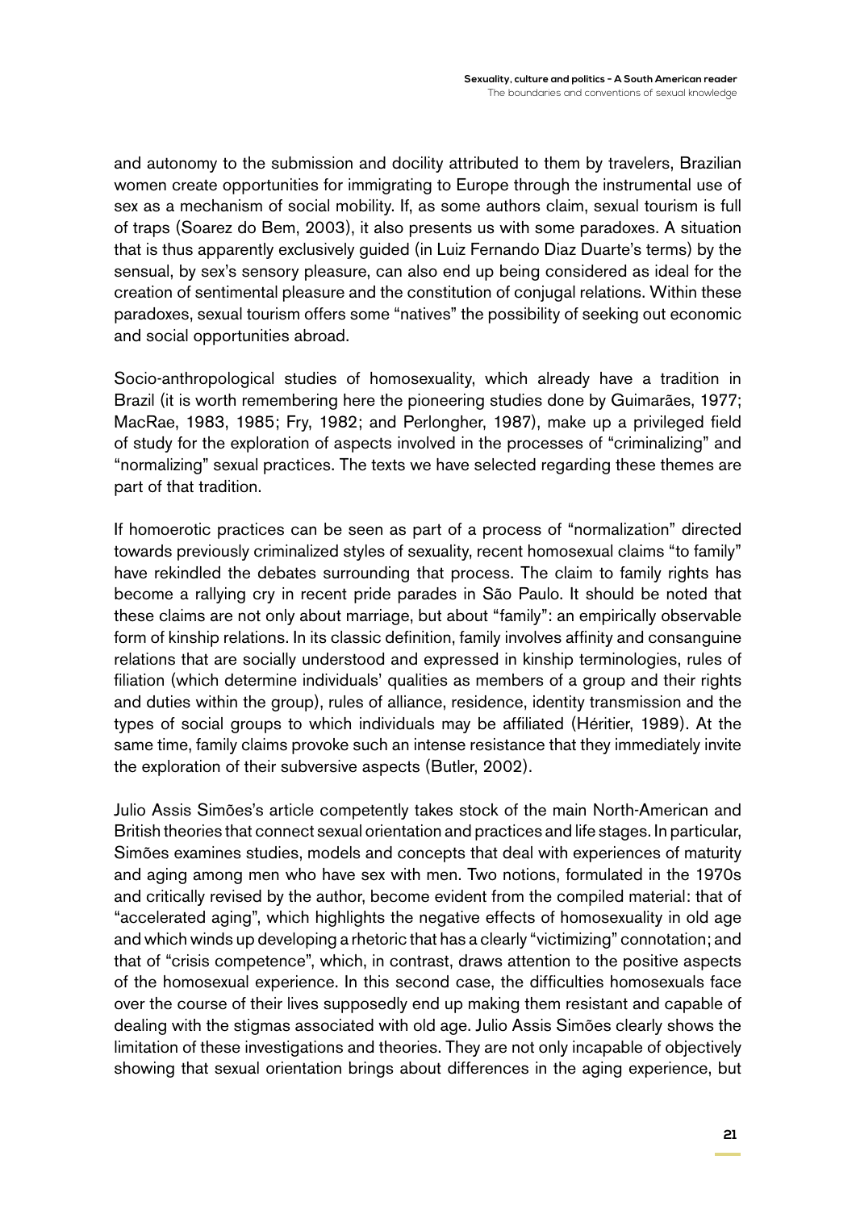and autonomy to the submission and docility attributed to them by travelers, Brazilian women create opportunities for immigrating to Europe through the instrumental use of sex as a mechanism of social mobility. If, as some authors claim, sexual tourism is full of traps (Soarez do Bem, 2003), it also presents us with some paradoxes. A situation that is thus apparently exclusively guided (in Luiz Fernando Diaz Duarte's terms) by the sensual, by sex's sensory pleasure, can also end up being considered as ideal for the creation of sentimental pleasure and the constitution of conjugal relations. Within these paradoxes, sexual tourism offers some "natives" the possibility of seeking out economic and social opportunities abroad.

Socio-anthropological studies of homosexuality, which already have a tradition in Brazil (it is worth remembering here the pioneering studies done by Guimarães, 1977; MacRae, 1983, 1985; Fry, 1982; and Perlongher, 1987), make up a privileged field of study for the exploration of aspects involved in the processes of "criminalizing" and "normalizing" sexual practices. The texts we have selected regarding these themes are part of that tradition.

If homoerotic practices can be seen as part of a process of "normalization" directed towards previously criminalized styles of sexuality, recent homosexual claims "to family" have rekindled the debates surrounding that process. The claim to family rights has become a rallying cry in recent pride parades in São Paulo. It should be noted that these claims are not only about marriage, but about "family": an empirically observable form of kinship relations. In its classic definition, family involves affinity and consanguine relations that are socially understood and expressed in kinship terminologies, rules of filiation (which determine individuals' qualities as members of a group and their rights and duties within the group), rules of alliance, residence, identity transmission and the types of social groups to which individuals may be affiliated (Héritier, 1989). At the same time, family claims provoke such an intense resistance that they immediately invite the exploration of their subversive aspects (Butler, 2002).

Julio Assis Simões's article competently takes stock of the main North-American and British theories that connect sexual orientation and practices and life stages. In particular, Simões examines studies, models and concepts that deal with experiences of maturity and aging among men who have sex with men. Two notions, formulated in the 1970s and critically revised by the author, become evident from the compiled material: that of "accelerated aging", which highlights the negative effects of homosexuality in old age and which winds up developing a rhetoric that has a clearly "victimizing" connotation; and that of "crisis competence", which, in contrast, draws attention to the positive aspects of the homosexual experience. In this second case, the difficulties homosexuals face over the course of their lives supposedly end up making them resistant and capable of dealing with the stigmas associated with old age. Julio Assis Simões clearly shows the limitation of these investigations and theories. They are not only incapable of objectively showing that sexual orientation brings about differences in the aging experience, but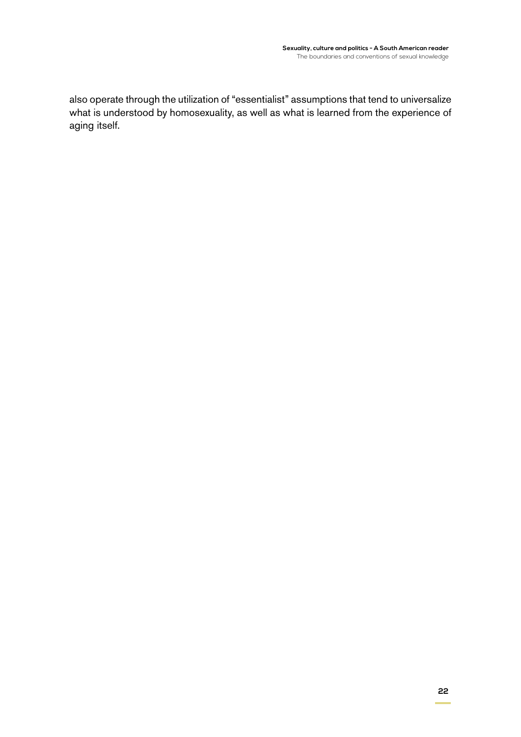also operate through the utilization of “essentialist” assumptions that tend to universalize what is understood by homosexuality, as well as what is learned from the experience of aging itself.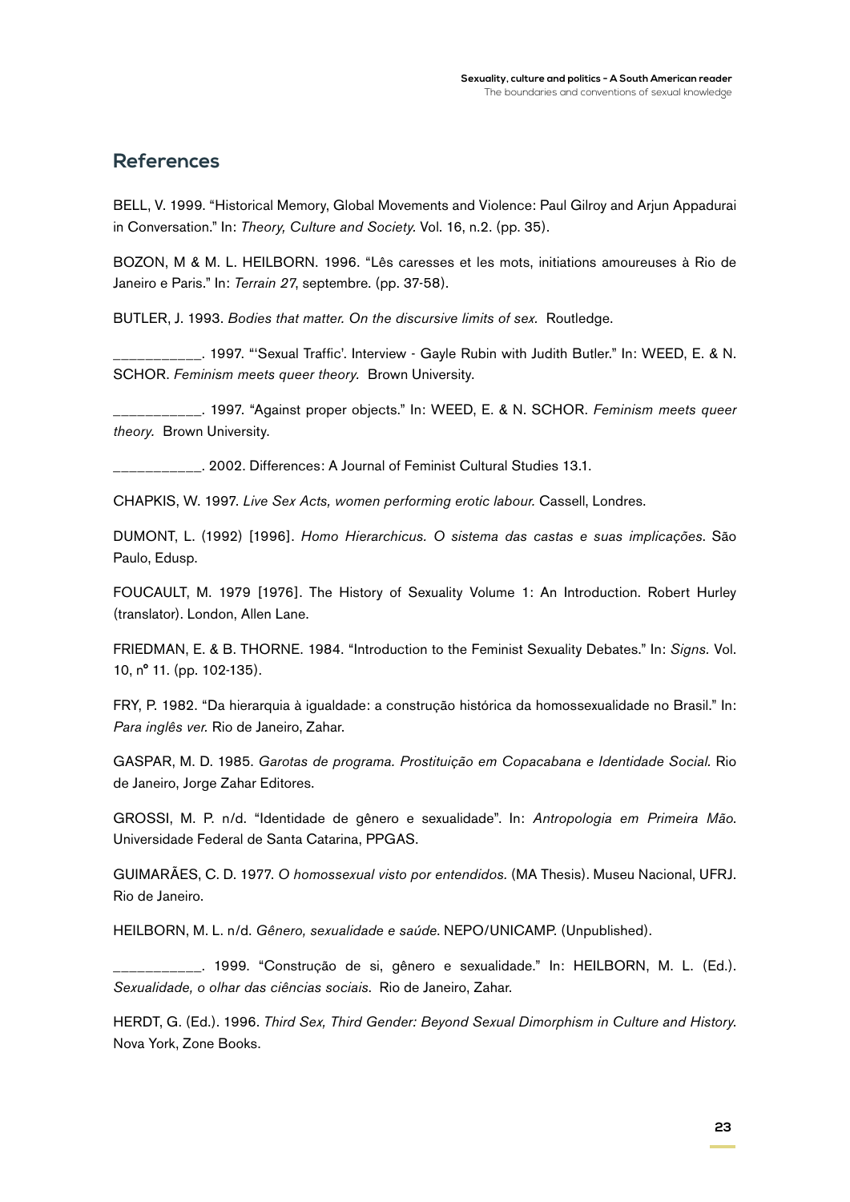## References

BELL, V. 1999. “Historical Memory, Global Movements and Violence: Paul Gilroy and Arjun Appadurai in Conversation.” In: *Theory, Culture and Society*. Vol. 16, n.2. (pp. 35).

BOZON, M & M. L. HEILBORN. 1996. “Lês caresses et les mots, initiations amoureuses à Rio de Janeiro e Paris.” In: *Terrain 27*, septembre. (pp. 37-58).

BUTLER, J. 1993. *Bodies that matter. On the discursive limits of sex.* Routledge.

___________. 1997. “‘Sexual Traffic’. Interview - Gayle Rubin with Judith Butler.” In: WEED, E. & N. SCHOR. *Feminism meets queer theory.* Brown University.

___________. 1997. “Against proper objects.” In: WEED, E. & N. SCHOR. *Feminism meets queer theory.* Brown University.

___________. 2002. Differences: A Journal of Feminist Cultural Studies 13.1.

CHAPKIS, W. 1997. *Live Sex Acts, women performing erotic labour.* Cassell, Londres.

DUMONT, L. (1992) [1996]. *Homo Hierarchicus. O sistema das castas e suas implicações.* São Paulo, Edusp.

FOUCAULT, M. 1979 [1976]. The History of Sexuality Volume 1: An Introduction. Robert Hurley (translator). London, Allen Lane.

FRIEDMAN, E. & B. THORNE. 1984. “Introduction to the Feminist Sexuality Debates.” In: *Signs.* Vol. 10, nº 11. (pp. 102-135).

FRY, P. 1982. “Da hierarquia à igualdade: a construção histórica da homossexualidade no Brasil.” In: *Para inglês ver.* Rio de Janeiro, Zahar.

GASPAR, M. D. 1985. *Garotas de programa. Prostituição em Copacabana e Identidade Social.* Rio de Janeiro, Jorge Zahar Editores.

GROSSI, M. P. n/d. “Identidade de gênero e sexualidade”. In: *Antropologia em Primeira Mão.* Universidade Federal de Santa Catarina, PPGAS.

GUIMARÃES, C. D. 1977. *O homossexual visto por entendidos.* (MA Thesis). Museu Nacional, UFRJ. Rio de Janeiro.

HEILBORN, M. L. n/d. *Gênero, sexualidade e saúde.* NEPO/UNICAMP. (Unpublished).

___________. 1999. “Construção de si, gênero e sexualidade.” In: HEILBORN, M. L. (Ed.). *Sexualidade, o olhar das ciências sociais.* Rio de Janeiro, Zahar.

HERDT, G. (Ed.). 1996. *Third Sex, Third Gender: Beyond Sexual Dimorphism in Culture and History.* Nova York, Zone Books.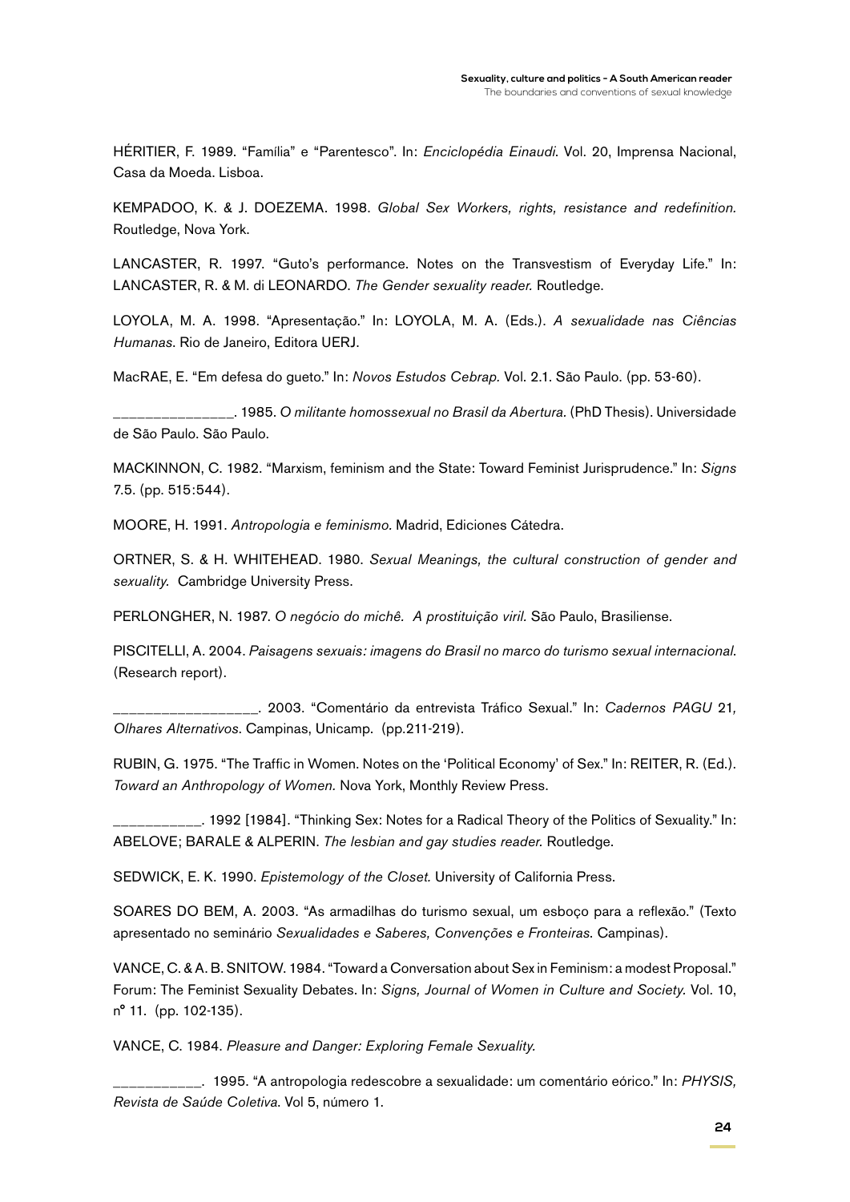HÉRITIER, F. 1989. “Família” e “Parentesco”. In: *Enciclopédia Einaudi*. Vol. 20, Imprensa Nacional, Casa da Moeda. Lisboa.

KEMPADOO, K. & J. DOEZEMA. 1998. *Global Sex Workers, rights, resistance and redefinition.* Routledge, Nova York.

LANCASTER, R. 1997. “Guto’s performance. Notes on the Transvestism of Everyday Life.” In: LANCASTER, R. & M. di LEONARDO. *The Gender sexuality reader.* Routledge.

LOYOLA, M. A. 1998. “Apresentação.” In: LOYOLA, M. A. (Eds.). *A sexualidade nas Ciências Humanas*. Rio de Janeiro, Editora UERJ.

MacRAE, E. “Em defesa do gueto.” In: *Novos Estudos Cebrap.* Vol. 2.1. São Paulo. (pp. 53-60).

_______________. 1985. *O militante homossexual no Brasil da Abertura*. (PhD Thesis). Universidade de São Paulo. São Paulo.

MACKINNON, C. 1982. “Marxism, feminism and the State: Toward Feminist Jurisprudence.” In: *Signs* 7.5. (pp. 515:544).

MOORE, H. 1991. *Antropologia e feminismo.* Madrid, Ediciones Cátedra.

ORTNER, S. & H. WHITEHEAD. 1980. *Sexual Meanings, the cultural construction of gender and sexuality.* Cambridge University Press.

PERLONGHER, N. 1987. *O negócio do michê. A prostituição viril.* São Paulo, Brasiliense.

PISCITELLI, A. 2004. *Paisagens sexuais: imagens do Brasil no marco do turismo sexual internacional*. (Research report).

__________________. 2003. “Comentário da entrevista Tráfico Sexual.” In: *Cadernos PAGU* 21*, Olhares Alternativos*. Campinas, Unicamp. (pp.211-219).

RUBIN, G. 1975. “The Traffic in Women. Notes on the ‘Political Economy’ of Sex.” In: REITER, R. (Ed.). *Toward an Anthropology of Women.* Nova York, Monthly Review Press.

___________. 1992 [1984]. “Thinking Sex: Notes for a Radical Theory of the Politics of Sexuality.” In: ABELOVE; BARALE & ALPERIN. *The lesbian and gay studies reader.* Routledge.

SEDWICK, E. K. 1990. *Epistemology of the Closet.* University of California Press.

SOARES DO BEM, A. 2003. “As armadilhas do turismo sexual, um esboço para a reflexão.” (Texto apresentado no seminário *Sexualidades e Saberes, Convenções e Fronteiras*. Campinas).

VANCE, C. & A. B. SNITOW. 1984. “Toward a Conversation about Sex in Feminism: a modest Proposal.” Forum: The Feminist Sexuality Debates. In: *Signs, Journal of Women in Culture and Society.* Vol. 10, nº 11. (pp. 102-135).

VANCE, C. 1984. *Pleasure and Danger: Exploring Female Sexuality.*

___________. 1995. “A antropologia redescobre a sexualidade: um comentário eórico.” In: *PHYSIS, Revista de Saúde Coletiva*. Vol 5, número 1.